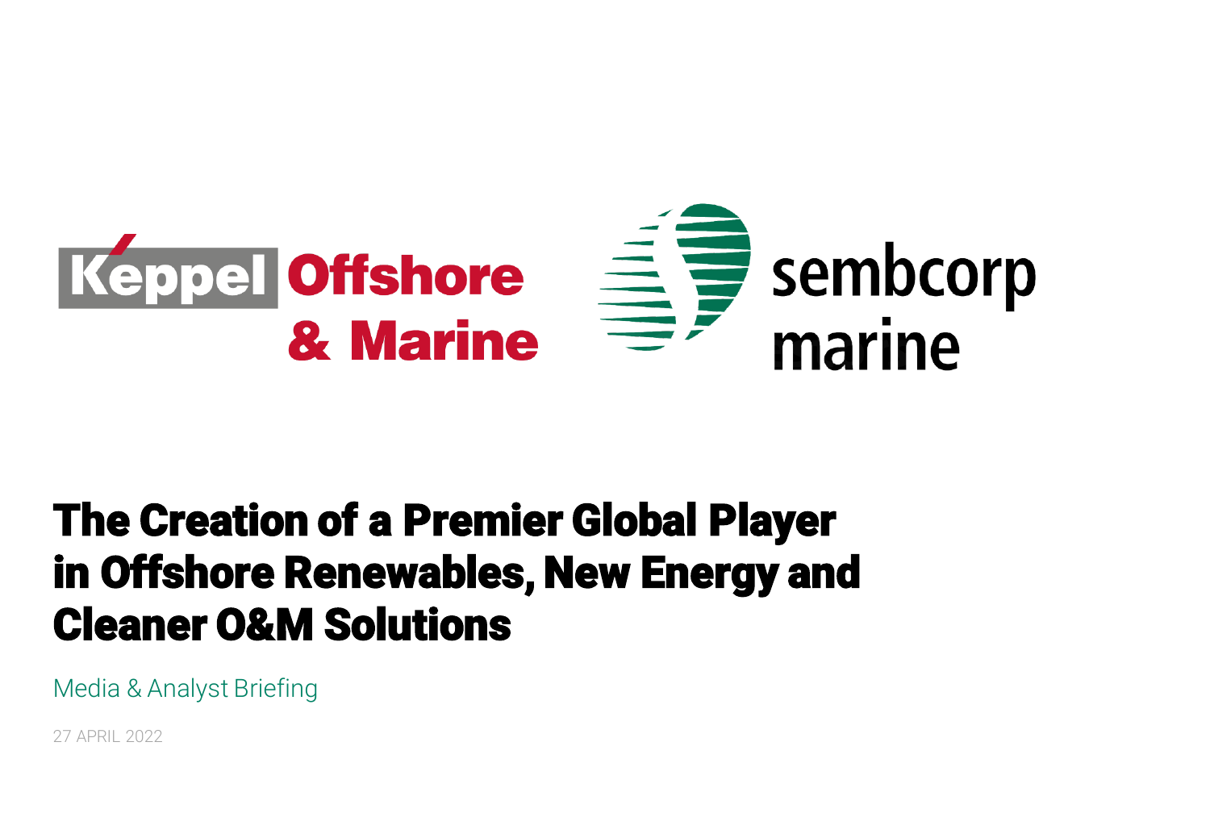Keppel Offshore & Marine

sembcorp marine

# The Creation of a Premier Global Player in Offshore Renewables, New Energy and Cleaner O&M Solutions

Media & Analyst Briefing

27 APRIL 2022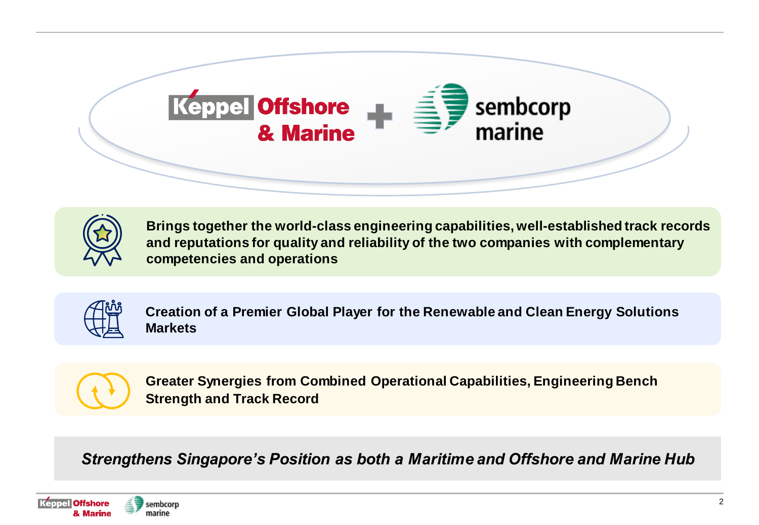Keppel Offshore & Marine + sembcorp marine

**Brings together the world-class engineering capabilities, well-established track records and reputations for quality and reliability of the two companies with complementary competencies and operations**

**Creation of a Premier Global Player for the Renewable and Clean Energy Solutions Markets**

**Greater Synergies from Combined Operational Capabilities, Engineering Bench Strength and Track Record**

***Strengthens Singapore's Position as both a Maritime and Offshore and Marine Hub***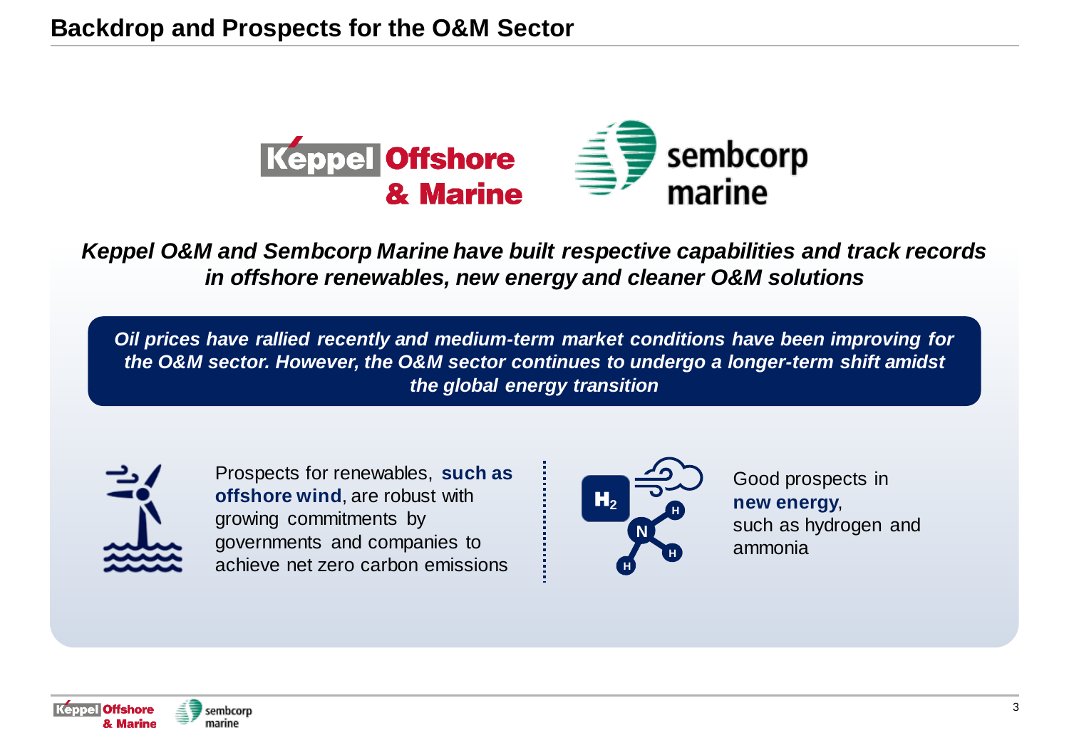# Backdrop and Prospects for the O&M Sector

***Keppel O&M and Sembcorp Marine have built respective capabilities and track records in offshore renewables, new energy and cleaner O&M solutions***

***Oil prices have rallied recently and medium-term market conditions have been improving for the O&M sector. However, the O&M sector continues to undergo a longer-term shift amidst the global energy transition***

Prospects for renewables, **such as offshore wind**, are robust with growing commitments by governments and companies to achieve net zero carbon emissions

Good prospects in **new energy**, such as hydrogen and ammonia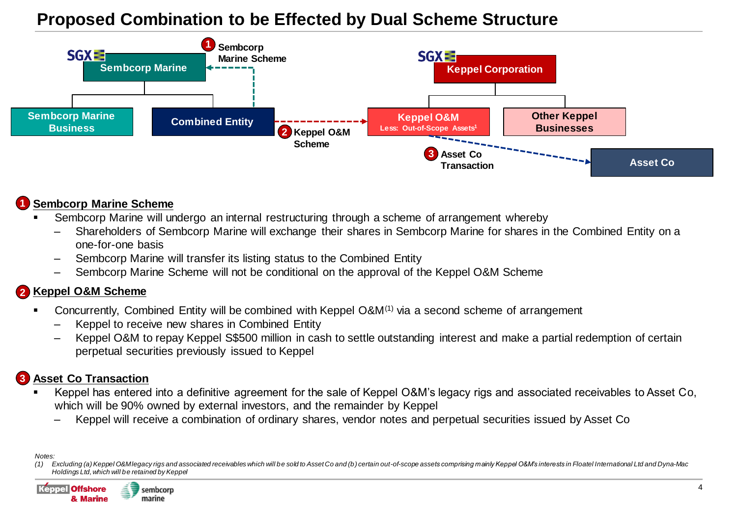# Proposed Combination to be Effected by Dual Scheme Structure

SGX — Sembcorp Marine

- Sembcorp Marine Business
- Combined Entity

1 Sembcorp Marine Scheme

2 Keppel O&M Scheme

SGX — Keppel Corporation

- Keppel O&M (Less: Out-of-Scope Assets[1])
- Other Keppel Businesses

3 Asset Co Transaction

Asset Co

## 1 Sembcorp Marine Scheme

- Sembcorp Marine will undergo an internal restructuring through a scheme of arrangement whereby
  - Shareholders of Sembcorp Marine will exchange their shares in Sembcorp Marine for shares in the Combined Entity on a one-for-one basis
  - Sembcorp Marine will transfer its listing status to the Combined Entity
  - Sembcorp Marine Scheme will not be conditional on the approval of the Keppel O&M Scheme

## 2 Keppel O&M Scheme

- Concurrently, Combined Entity will be combined with Keppel O&M[(1)] via a second scheme of arrangement
  - Keppel to receive new shares in Combined Entity
  - Keppel O&M to repay Keppel S$500 million in cash to settle outstanding interest and make a partial redemption of certain perpetual securities previously issued to Keppel

## 3 Asset Co Transaction

- Keppel has entered into a definitive agreement for the sale of Keppel O&M's legacy rigs and associated receivables to Asset Co, which will be 90% owned by external investors, and the remainder by Keppel
  - Keppel will receive a combination of ordinary shares, vendor notes and perpetual securities issued by Asset Co

*Notes:*

*(1) Excluding (a) Keppel O&M legacy rigs and associated receivables which will be sold to Asset Co and (b) certain out-of-scope assets comprising mainly Keppel O&M's interests in Floatel International Ltd and Dyna-Mac Holdings Ltd, which will be retained by Keppel*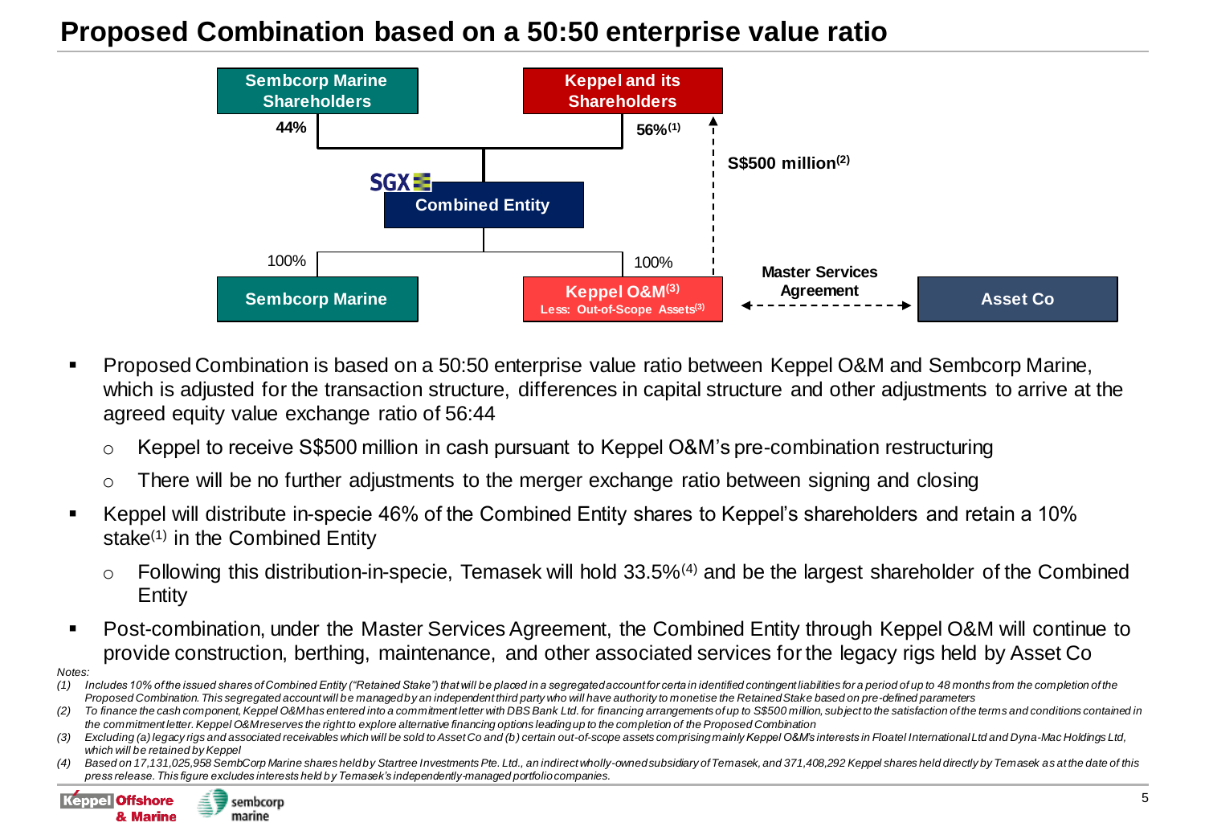# Proposed Combination based on a 50:50 enterprise value ratio

Sembcorp Marine Shareholders — 44%

Keppel and its Shareholders — 56%[1]

S$500 million[2]

SGX — Combined Entity

100% — Sembcorp Marine

100% — Keppel O&M[3] Less: Out-of-Scope Assets[3]

Master Services Agreement — Asset Co

- Proposed Combination is based on a 50:50 enterprise value ratio between Keppel O&M and Sembcorp Marine, which is adjusted for the transaction structure, differences in capital structure and other adjustments to arrive at the agreed equity value exchange ratio of 56:44
  - Keppel to receive S$500 million in cash pursuant to Keppel O&M's pre-combination restructuring
  - There will be no further adjustments to the merger exchange ratio between signing and closing
- Keppel will distribute in-specie 46% of the Combined Entity shares to Keppel's shareholders and retain a 10% stake[1] in the Combined Entity
  - Following this distribution-in-specie, Temasek will hold 33.5%[4] and be the largest shareholder of the Combined Entity
- Post-combination, under the Master Services Agreement, the Combined Entity through Keppel O&M will continue to provide construction, berthing, maintenance, and other associated services for the legacy rigs held by Asset Co

*Notes:*

*(1) Includes 10% of the issued shares of Combined Entity ("Retained Stake") that will be placed in a segregated account for certain identified contingent liabilities for a period of up to 48 months from the completion of the Proposed Combination. This segregated account will be managed by an independent third party who will have authority to monetise the Retained Stake based on pre-defined parameters*

*(2) To finance the cash component, Keppel O&M has entered into a commitment letter with DBS Bank Ltd. for financing arrangements of up to S$500 million, subject to the satisfaction of the terms and conditions contained in the commitment letter. Keppel O&M reserves the right to explore alternative financing options leading up to the completion of the Proposed Combination*

*(3) Excluding (a) legacy rigs and associated receivables which will be sold to Asset Co and (b) certain out-of-scope assets comprising mainly Keppel O&M's interests in Floatel International Ltd and Dyna-Mac Holdings Ltd, which will be retained by Keppel*

*(4) Based on 17,131,025,958 SembCorp Marine shares held by Startree Investments Pte. Ltd., an indirect wholly-owned subsidiary of Temasek, and 371,408,292 Keppel shares held directly by Temasek as at the date of this press release. This figure excludes interests held by Temasek's independently-managed portfolio companies.*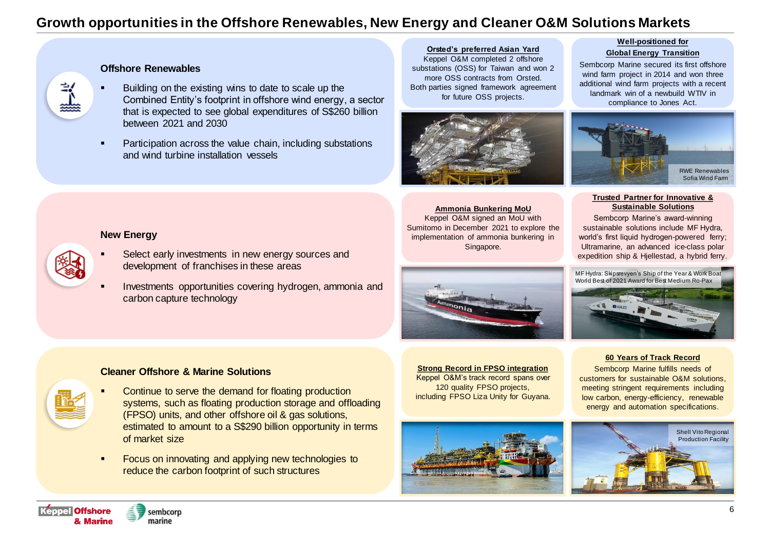# Growth opportunities in the Offshore Renewables, New Energy and Cleaner O&M Solutions Markets

## Offshore Renewables

- Building on the existing wins to date to scale up the Combined Entity's footprint in offshore wind energy, a sector that is expected to see global expenditures of S$260 billion between 2021 and 2030
- Participation across the value chain, including substations and wind turbine installation vessels

**Orsted's preferred Asian Yard**

Keppel O&M completed 2 offshore substations (OSS) for Taiwan and won 2 more OSS contracts from Orsted. Both parties signed framework agreement for future OSS projects.

**Well-positioned for Global Energy Transition**

Sembcorp Marine secured its first offshore wind farm project in 2014 and won three additional wind farm projects with a recent landmark win of a newbuild WTIV in compliance to Jones Act.

RWE Renewables Sofia Wind Farm

## New Energy

- Select early investments in new energy sources and development of franchises in these areas
- Investments opportunities covering hydrogen, ammonia and carbon capture technology

**Ammonia Bunkering MoU**

Keppel O&M signed an MoU with Sumitomo in December 2021 to explore the implementation of ammonia bunkering in Singapore.

**Trusted Partner for Innovative & Sustainable Solutions**

Sembcorp Marine's award-winning sustainable solutions include MF Hydra, world's first liquid hydrogen-powered ferry; Ultramarine, an advanced ice-class polar expedition ship & Hjellestad, a hybrid ferry.

MF Hydra: Skipsrevyen's Ship of the Year & Work Boat World Best of 2021 Award for Best Medium Ro-Pax

## Cleaner Offshore & Marine Solutions

- Continue to serve the demand for floating production systems, such as floating production storage and offloading (FPSO) units, and other offshore oil & gas solutions, estimated to amount to a S$290 billion opportunity in terms of market size
- Focus on innovating and applying new technologies to reduce the carbon footprint of such structures

**Strong Record in FPSO integration**

Keppel O&M's track record spans over 120 quality FPSO projects, including FPSO Liza Unity for Guyana.

**60 Years of Track Record**

Sembcorp Marine fulfills needs of customers for sustainable O&M solutions, meeting stringent requirements including low carbon, energy-efficiency, renewable energy and automation specifications.

Shell Vito Regional Production Facility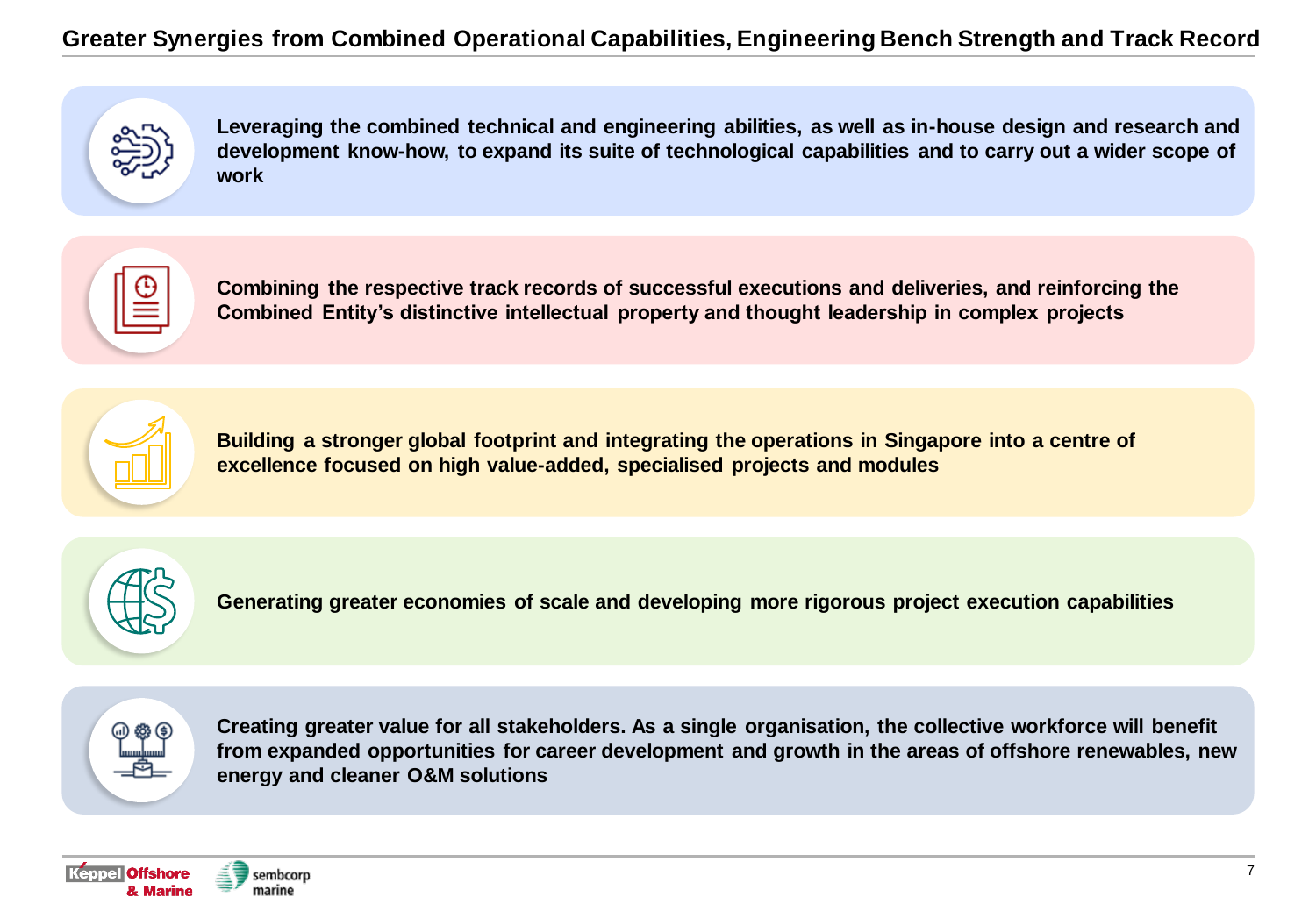# Greater Synergies from Combined Operational Capabilities, Engineering Bench Strength and Track Record

- Leveraging the combined technical and engineering abilities, as well as in-house design and research and development know-how, to expand its suite of technological capabilities and to carry out a wider scope of work

- Combining the respective track records of successful executions and deliveries, and reinforcing the Combined Entity's distinctive intellectual property and thought leadership in complex projects

- Building a stronger global footprint and integrating the operations in Singapore into a centre of excellence focused on high value-added, specialised projects and modules

- Generating greater economies of scale and developing more rigorous project execution capabilities

- Creating greater value for all stakeholders. As a single organisation, the collective workforce will benefit from expanded opportunities for career development and growth in the areas of offshore renewables, new energy and cleaner O&M solutions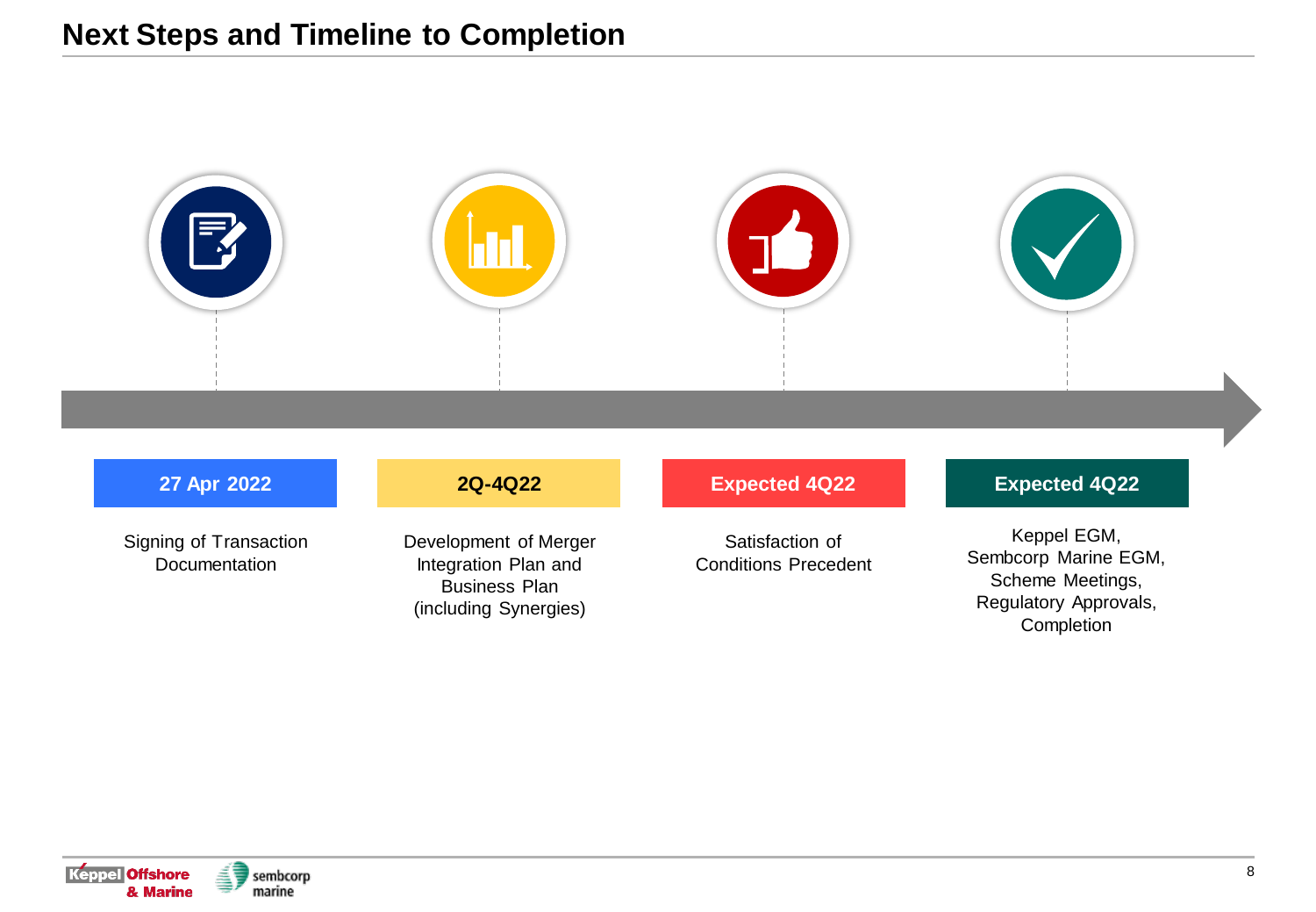# Next Steps and Timeline to Completion

| 27 Apr 2022 | 2Q-4Q22 | Expected 4Q22 | Expected 4Q22 |
| --- | --- | --- | --- |
| Signing of Transaction Documentation | Development of Merger Integration Plan and Business Plan (including Synergies) | Satisfaction of Conditions Precedent | Keppel EGM, Sembcorp Marine EGM, Scheme Meetings, Regulatory Approvals, Completion |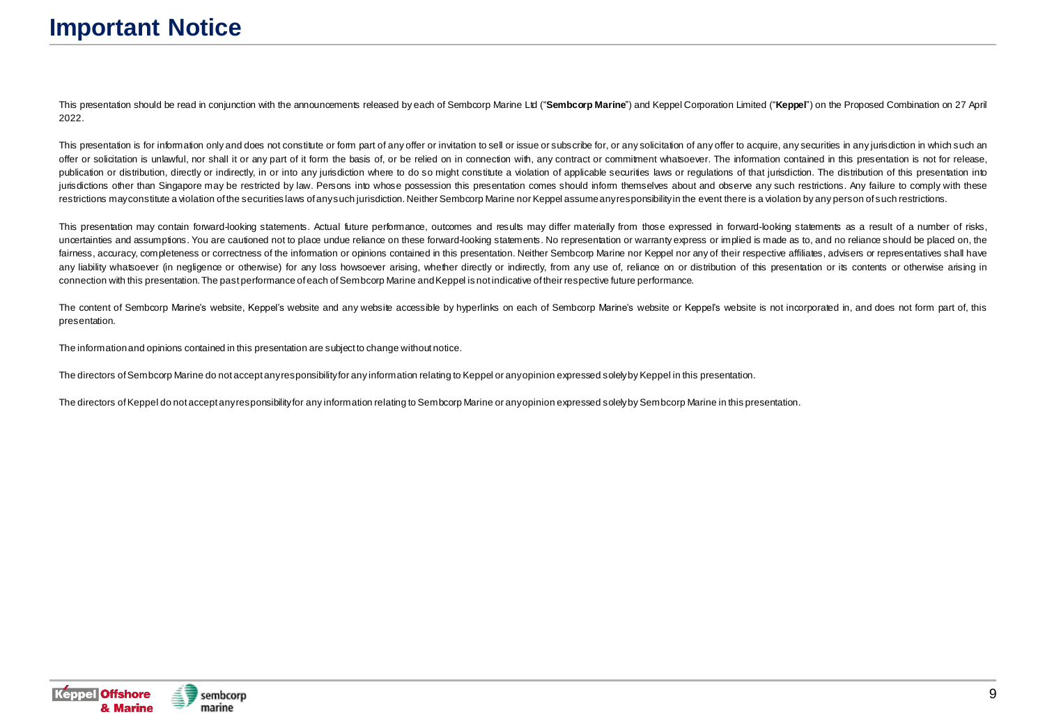# Important Notice

This presentation should be read in conjunction with the announcements released by each of Sembcorp Marine Ltd ("**Sembcorp Marine**") and Keppel Corporation Limited ("**Keppel**") on the Proposed Combination on 27 April 2022.

This presentation is for information only and does not constitute or form part of any offer or invitation to sell or issue or subscribe for, or any solicitation of any offer to acquire, any securities in any jurisdiction in which such an offer or solicitation is unlawful, nor shall it or any part of it form the basis of, or be relied on in connection with, any contract or commitment whatsoever. The information contained in this presentation is not for release, publication or distribution, directly or indirectly, in or into any jurisdiction where to do so might constitute a violation of applicable securities laws or regulations of that jurisdiction. The distribution of this presentation into jurisdictions other than Singapore may be restricted by law. Persons into whose possession this presentation comes should inform themselves about and observe any such restrictions. Any failure to comply with these restrictions may constitute a violation of the securities laws of any such jurisdiction. Neither Sembcorp Marine nor Keppel assume any responsibility in the event there is a violation by any person of such restrictions.

This presentation may contain forward-looking statements. Actual future performance, outcomes and results may differ materially from those expressed in forward-looking statements as a result of a number of risks, uncertainties and assumptions. You are cautioned not to place undue reliance on these forward-looking statements. No representation or warranty express or implied is made as to, and no reliance should be placed on, the fairness, accuracy, completeness or correctness of the information or opinions contained in this presentation. Neither Sembcorp Marine nor Keppel nor any of their respective affiliates, advisers or representatives shall have any liability whatsoever (in negligence or otherwise) for any loss howsoever arising, whether directly or indirectly, from any use of, reliance on or distribution of this presentation or its contents or otherwise arising in connection with this presentation. The past performance of each of Sembcorp Marine and Keppel is not indicative of their respective future performance.

The content of Sembcorp Marine's website, Keppel's website and any website accessible by hyperlinks on each of Sembcorp Marine's website or Keppel's website is not incorporated in, and does not form part of, this presentation.

The information and opinions contained in this presentation are subject to change without notice.

The directors of Sembcorp Marine do not accept any responsibility for any information relating to Keppel or any opinion expressed solely by Keppel in this presentation.

The directors of Keppel do not accept any responsibility for any information relating to Sembcorp Marine or any opinion expressed solely by Sembcorp Marine in this presentation.